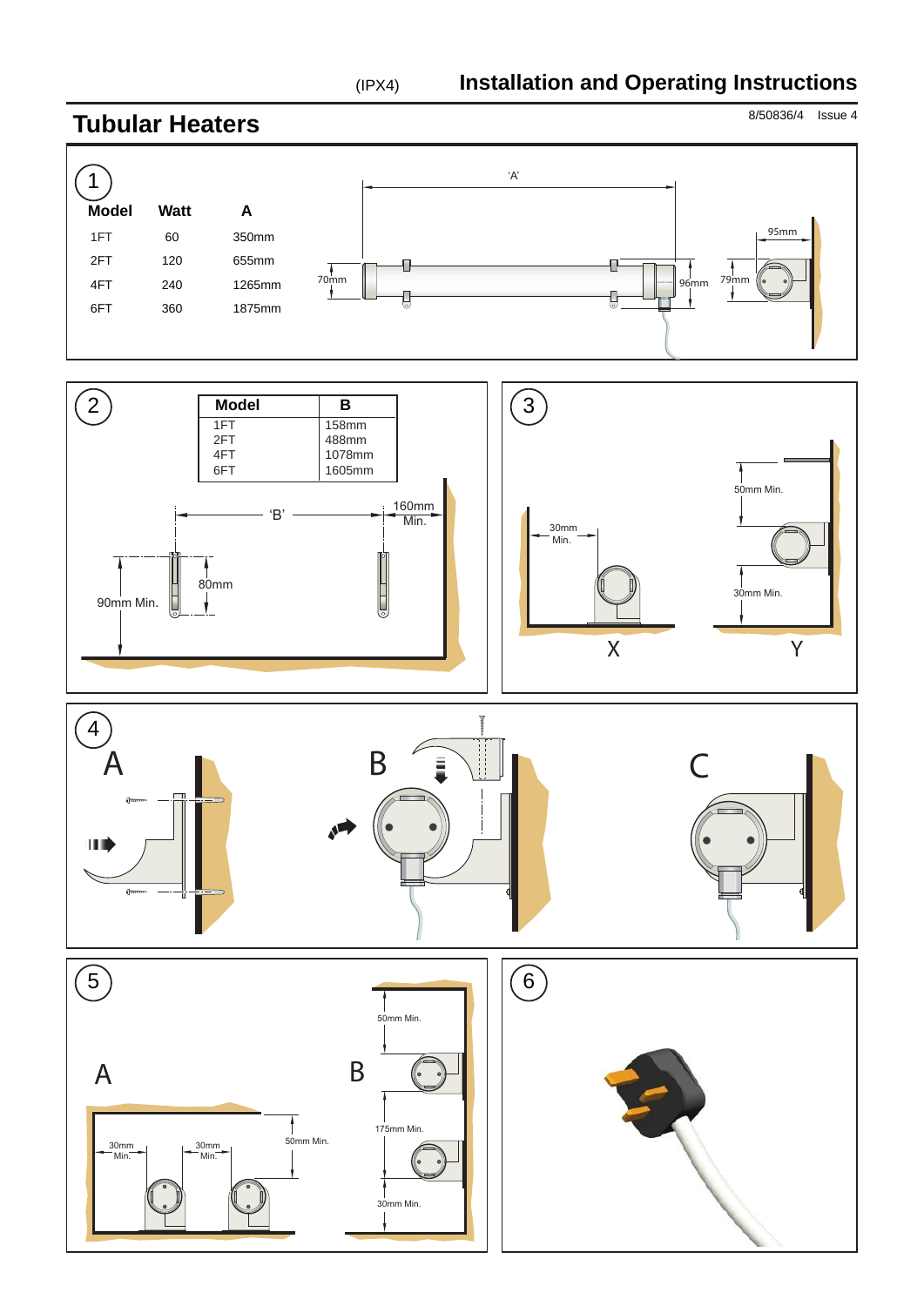(IPX4) **Installation and Operating Instructions**

# Tubular Heaters

8/50836/4 Issue 4

## 1

| Model | Watt | A |
|---|---|---|
| 1FT | 60 | 350mm |
| 2FT | 120 | 655mm |
| 4FT | 240 | 1265mm |
| 6FT | 360 | 1875mm |

'A'

70mm

96mm

95mm

79mm

## 2

| Model | B |
|---|---|
| 1FT | 158mm |
| 2FT | 488mm |
| 4FT | 1078mm |
| 6FT | 1605mm |

'B'

160mm Min.

80mm

90mm Min.

## 3

30mm Min.

50mm Min.

30mm Min.

X

Y

## 4

A

B

C

## 5

A

30mm Min.

30mm Min.

50mm Min.

B

50mm Min.

175mm Min.

30mm Min.

## 6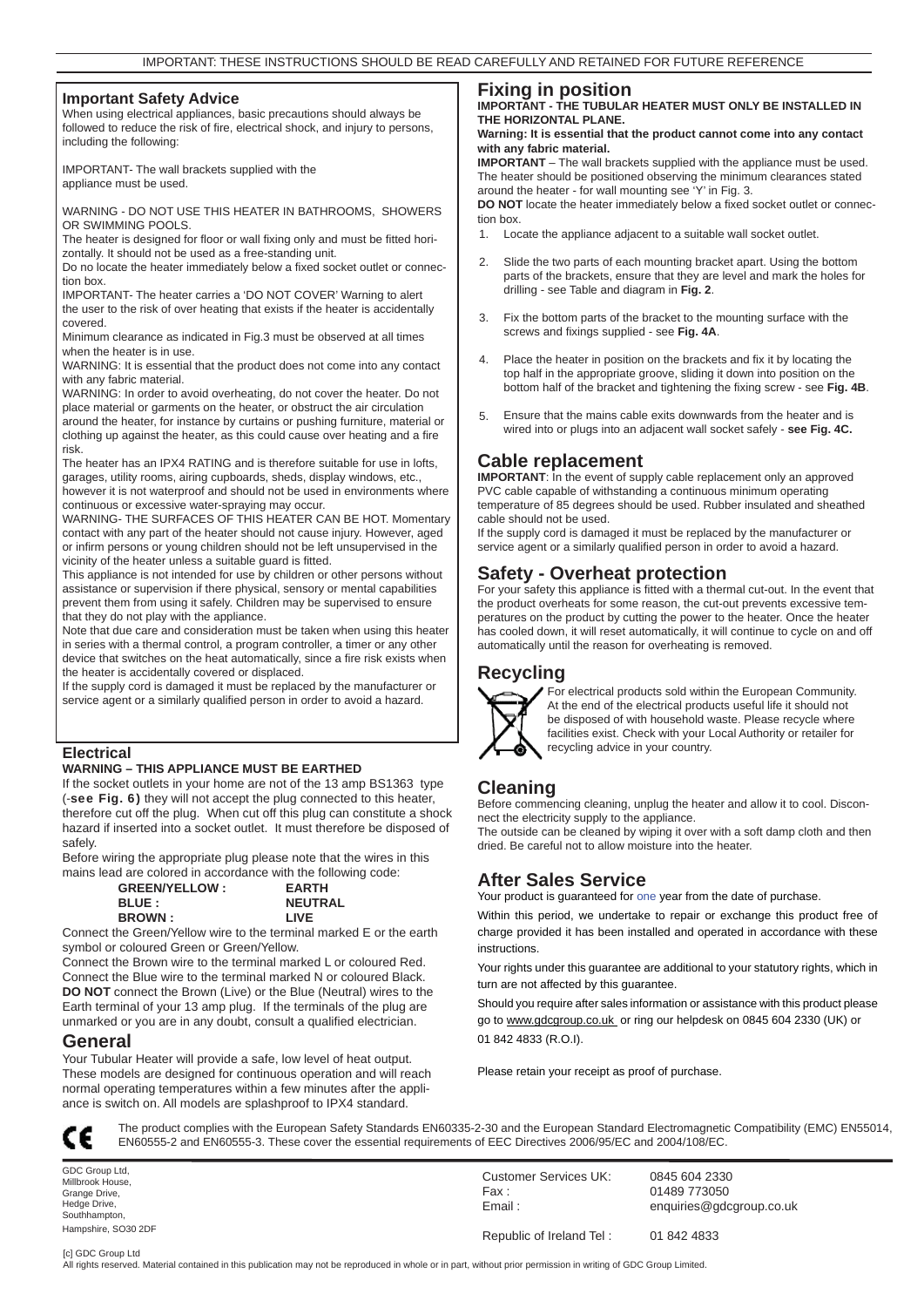IMPORTANT: THESE INSTRUCTIONS SHOULD BE READ CAREFULLY AND RETAINED FOR FUTURE REFERENCE

## Important Safety Advice

When using electrical appliances, basic precautions should always be followed to reduce the risk of fire, electrical shock, and injury to persons, including the following:

IMPORTANT- The wall brackets supplied with the appliance must be used.

WARNING - DO NOT USE THIS HEATER IN BATHROOMS, SHOWERS OR SWIMMING POOLS.

The heater is designed for floor or wall fixing only and must be fitted horizontally. It should not be used as a free-standing unit.

Do no locate the heater immediately below a fixed socket outlet or connection box.

IMPORTANT- The heater carries a 'DO NOT COVER' Warning to alert the user to the risk of over heating that exists if the heater is accidentally covered.

Minimum clearance as indicated in Fig.3 must be observed at all times when the heater is in use.

WARNING: It is essential that the product does not come into any contact with any fabric material.

WARNING: In order to avoid overheating, do not cover the heater. Do not place material or garments on the heater, or obstruct the air circulation around the heater, for instance by curtains or pushing furniture, material or clothing up against the heater, as this could cause over heating and a fire risk.

The heater has an IPX4 RATING and is therefore suitable for use in lofts, garages, utility rooms, airing cupboards, sheds, display windows, etc., however it is not waterproof and should not be used in environments where continuous or excessive water-spraying may occur.

WARNING- THE SURFACES OF THIS HEATER CAN BE HOT. Momentary contact with any part of the heater should not cause injury. However, aged or infirm persons or young children should not be left unsupervised in the vicinity of the heater unless a suitable guard is fitted.

This appliance is not intended for use by children or other persons without assistance or supervision if there physical, sensory or mental capabilities prevent them from using it safely. Children may be supervised to ensure that they do not play with the appliance.

Note that due care and consideration must be taken when using this heater in series with a thermal control, a program controller, a timer or any other device that switches on the heat automatically, since a fire risk exists when the heater is accidentally covered or displaced.

If the supply cord is damaged it must be replaced by the manufacturer or service agent or a similarly qualified person in order to avoid a hazard.

## Electrical

**WARNING – THIS APPLIANCE MUST BE EARTHED**

If the socket outlets in your home are not of the 13 amp BS1363 type (-**see Fig. 6)** they will not accept the plug connected to this heater, therefore cut off the plug. When cut off this plug can constitute a shock hazard if inserted into a socket outlet. It must therefore be disposed of safely.

Before wiring the appropriate plug please note that the wires in this mains lead are colored in accordance with the following code:

| | |
|---|---|
| **GREEN/YELLOW :** | **EARTH** |
| **BLUE :** | **NEUTRAL** |
| **BROWN :** | **LIVE** |

Connect the Green/Yellow wire to the terminal marked E or the earth symbol or coloured Green or Green/Yellow.

Connect the Brown wire to the terminal marked L or coloured Red.

Connect the Blue wire to the terminal marked N or coloured Black.

**DO NOT** connect the Brown (Live) or the Blue (Neutral) wires to the Earth terminal of your 13 amp plug. If the terminals of the plug are unmarked or you are in any doubt, consult a qualified electrician.

## General

Your Tubular Heater will provide a safe, low level of heat output. These models are designed for continuous operation and will reach normal operating temperatures within a few minutes after the appliance is switch on. All models are splashproof to IPX4 standard.

## Fixing in position

**IMPORTANT - THE TUBULAR HEATER MUST ONLY BE INSTALLED IN THE HORIZONTAL PLANE.**

**Warning: It is essential that the product cannot come into any contact with any fabric material.**

**IMPORTANT** – The wall brackets supplied with the appliance must be used. The heater should be positioned observing the minimum clearances stated around the heater - for wall mounting see 'Y' in Fig. 3.

**DO NOT** locate the heater immediately below a fixed socket outlet or connection box.

1. Locate the appliance adjacent to a suitable wall socket outlet.
2. Slide the two parts of each mounting bracket apart. Using the bottom parts of the brackets, ensure that they are level and mark the holes for drilling - see Table and diagram in **Fig. 2**.
3. Fix the bottom parts of the bracket to the mounting surface with the screws and fixings supplied - see **Fig. 4A**.
4. Place the heater in position on the brackets and fix it by locating the top half in the appropriate groove, sliding it down into position on the bottom half of the bracket and tightening the fixing screw - see **Fig. 4B**.
5. Ensure that the mains cable exits downwards from the heater and is wired into or plugs into an adjacent wall socket safely - **see Fig. 4C.**

## Cable replacement

**IMPORTANT**: In the event of supply cable replacement only an approved PVC cable capable of withstanding a continuous minimum operating temperature of 85 degrees should be used. Rubber insulated and sheathed cable should not be used.

If the supply cord is damaged it must be replaced by the manufacturer or service agent or a similarly qualified person in order to avoid a hazard.

## Safety - Overheat protection

For your safety this appliance is fitted with a thermal cut-out. In the event that the product overheats for some reason, the cut-out prevents excessive temperatures on the product by cutting the power to the heater. Once the heater has cooled down, it will reset automatically, it will continue to cycle on and off automatically until the reason for overheating is removed.

## Recycling

For electrical products sold within the European Community. At the end of the electrical products useful life it should not be disposed of with household waste. Please recycle where facilities exist. Check with your Local Authority or retailer for recycling advice in your country.

## Cleaning

Before commencing cleaning, unplug the heater and allow it to cool. Disconnect the electricity supply to the appliance.

The outside can be cleaned by wiping it over with a soft damp cloth and then dried. Be careful not to allow moisture into the heater.

## After Sales Service

Your product is guaranteed for one year from the date of purchase.

Within this period, we undertake to repair or exchange this product free of charge provided it has been installed and operated in accordance with these instructions.

Your rights under this guarantee are additional to your statutory rights, which in turn are not affected by this guarantee.

Should you require after sales information or assistance with this product please go to www.gdcgroup.co.uk or ring our helpdesk on 0845 604 2330 (UK) or 01 842 4833 (R.O.I).

Please retain your receipt as proof of purchase.

CE The product complies with the European Safety Standards EN60335-2-30 and the European Standard Electromagnetic Compatibility (EMC) EN55014, EN60555-2 and EN60555-3. These cover the essential requirements of EEC Directives 2006/95/EC and 2004/108/EC.

GDC Group Ltd,
Millbrook House,
Grange Drive,
Hedge Drive,
Southhampton,
Hampshire, SO30 2DF

| | |
|---|---|
| Customer Services UK: | 0845 604 2330 |
| Fax : | 01489 773050 |
| Email : | enquiries@gdcgroup.co.uk |
| Republic of Ireland Tel : | 01 842 4833 |

[c] GDC Group Ltd
All rights reserved. Material contained in this publication may not be reproduced in whole or in part, without prior permission in writing of GDC Group Limited.